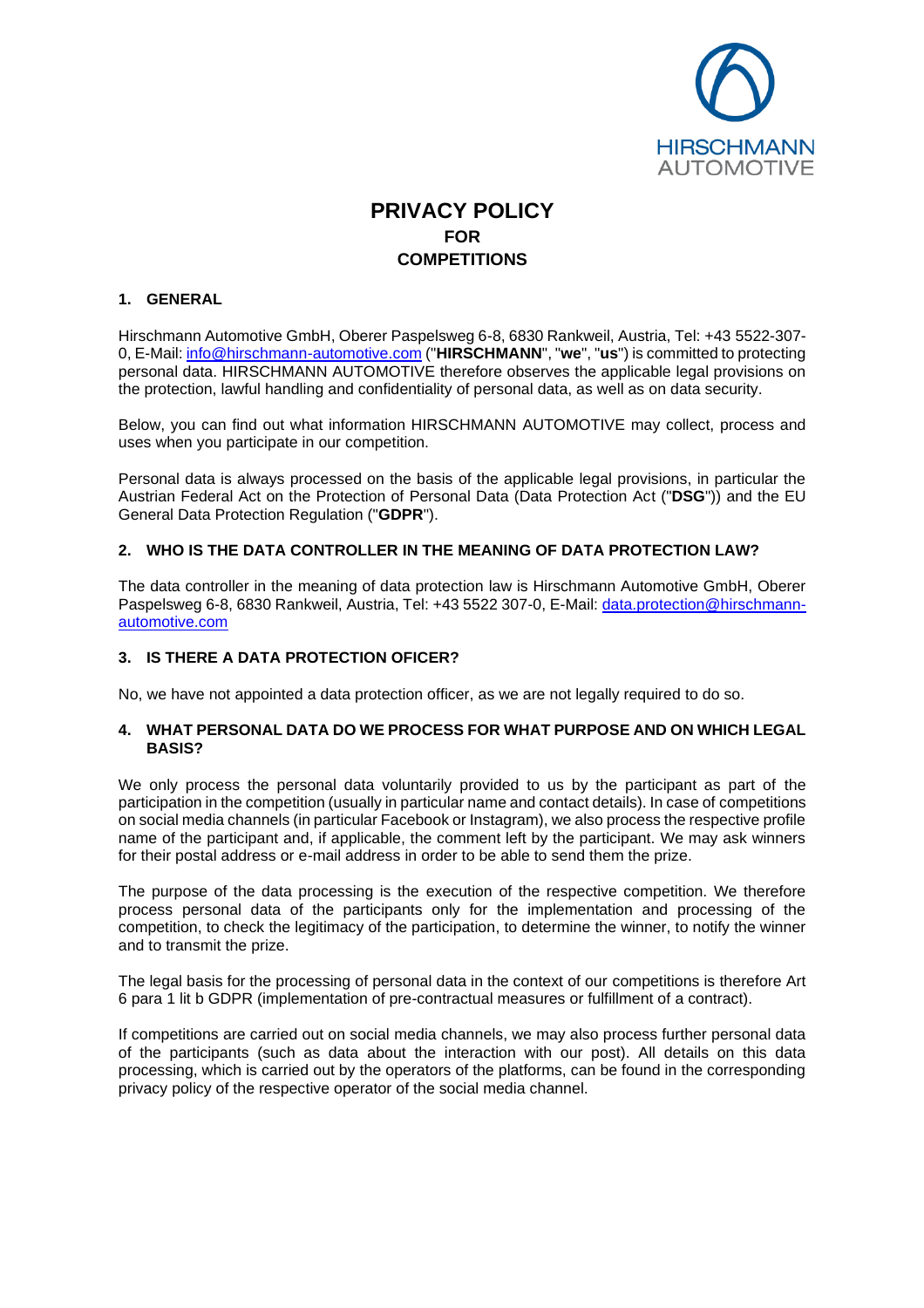# PRIVACY POLICY
## FOR
## COMPETITIONS

## 1. GENERAL

Hirschmann Automotive GmbH, Oberer Paspelsweg 6-8, 6830 Rankweil, Austria, Tel: +43 5522-307-0, E-Mail: info@hirschmann-automotive.com ("**HIRSCHMANN**", "**we**", "**us**") is committed to protecting personal data. HIRSCHMANN AUTOMOTIVE therefore observes the applicable legal provisions on the protection, lawful handling and confidentiality of personal data, as well as on data security.

Below, you can find out what information HIRSCHMANN AUTOMOTIVE may collect, process and uses when you participate in our competition.

Personal data is always processed on the basis of the applicable legal provisions, in particular the Austrian Federal Act on the Protection of Personal Data (Data Protection Act ("**DSG**")) and the EU General Data Protection Regulation ("**GDPR**").

## 2. WHO IS THE DATA CONTROLLER IN THE MEANING OF DATA PROTECTION LAW?

The data controller in the meaning of data protection law is Hirschmann Automotive GmbH, Oberer Paspelsweg 6-8, 6830 Rankweil, Austria, Tel: +43 5522 307-0, E-Mail: data.protection@hirschmann-automotive.com

## 3. IS THERE A DATA PROTECTION OFICER?

No, we have not appointed a data protection officer, as we are not legally required to do so.

## 4. WHAT PERSONAL DATA DO WE PROCESS FOR WHAT PURPOSE AND ON WHICH LEGAL BASIS?

We only process the personal data voluntarily provided to us by the participant as part of the participation in the competition (usually in particular name and contact details). In case of competitions on social media channels (in particular Facebook or Instagram), we also process the respective profile name of the participant and, if applicable, the comment left by the participant. We may ask winners for their postal address or e-mail address in order to be able to send them the prize.

The purpose of the data processing is the execution of the respective competition. We therefore process personal data of the participants only for the implementation and processing of the competition, to check the legitimacy of the participation, to determine the winner, to notify the winner and to transmit the prize.

The legal basis for the processing of personal data in the context of our competitions is therefore Art 6 para 1 lit b GDPR (implementation of pre-contractual measures or fulfillment of a contract).

If competitions are carried out on social media channels, we may also process further personal data of the participants (such as data about the interaction with our post). All details on this data processing, which is carried out by the operators of the platforms, can be found in the corresponding privacy policy of the respective operator of the social media channel.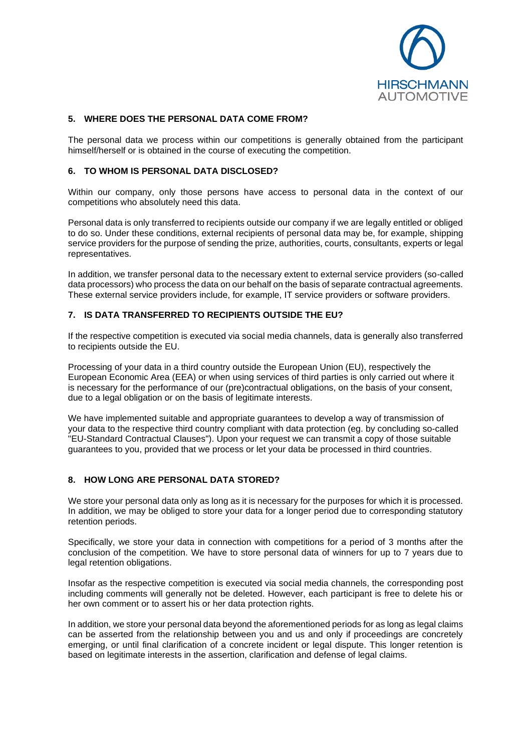## 5. WHERE DOES THE PERSONAL DATA COME FROM?

The personal data we process within our competitions is generally obtained from the participant himself/herself or is obtained in the course of executing the competition.

## 6. TO WHOM IS PERSONAL DATA DISCLOSED?

Within our company, only those persons have access to personal data in the context of our competitions who absolutely need this data.

Personal data is only transferred to recipients outside our company if we are legally entitled or obliged to do so. Under these conditions, external recipients of personal data may be, for example, shipping service providers for the purpose of sending the prize, authorities, courts, consultants, experts or legal representatives.

In addition, we transfer personal data to the necessary extent to external service providers (so-called data processors) who process the data on our behalf on the basis of separate contractual agreements. These external service providers include, for example, IT service providers or software providers.

## 7. IS DATA TRANSFERRED TO RECIPIENTS OUTSIDE THE EU?

If the respective competition is executed via social media channels, data is generally also transferred to recipients outside the EU.

Processing of your data in a third country outside the European Union (EU), respectively the European Economic Area (EEA) or when using services of third parties is only carried out where it is necessary for the performance of our (pre)contractual obligations, on the basis of your consent, due to a legal obligation or on the basis of legitimate interests.

We have implemented suitable and appropriate guarantees to develop a way of transmission of your data to the respective third country compliant with data protection (eg. by concluding so-called "EU-Standard Contractual Clauses"). Upon your request we can transmit a copy of those suitable guarantees to you, provided that we process or let your data be processed in third countries.

## 8. HOW LONG ARE PERSONAL DATA STORED?

We store your personal data only as long as it is necessary for the purposes for which it is processed. In addition, we may be obliged to store your data for a longer period due to corresponding statutory retention periods.

Specifically, we store your data in connection with competitions for a period of 3 months after the conclusion of the competition. We have to store personal data of winners for up to 7 years due to legal retention obligations.

Insofar as the respective competition is executed via social media channels, the corresponding post including comments will generally not be deleted. However, each participant is free to delete his or her own comment or to assert his or her data protection rights.

In addition, we store your personal data beyond the aforementioned periods for as long as legal claims can be asserted from the relationship between you and us and only if proceedings are concretely emerging, or until final clarification of a concrete incident or legal dispute. This longer retention is based on legitimate interests in the assertion, clarification and defense of legal claims.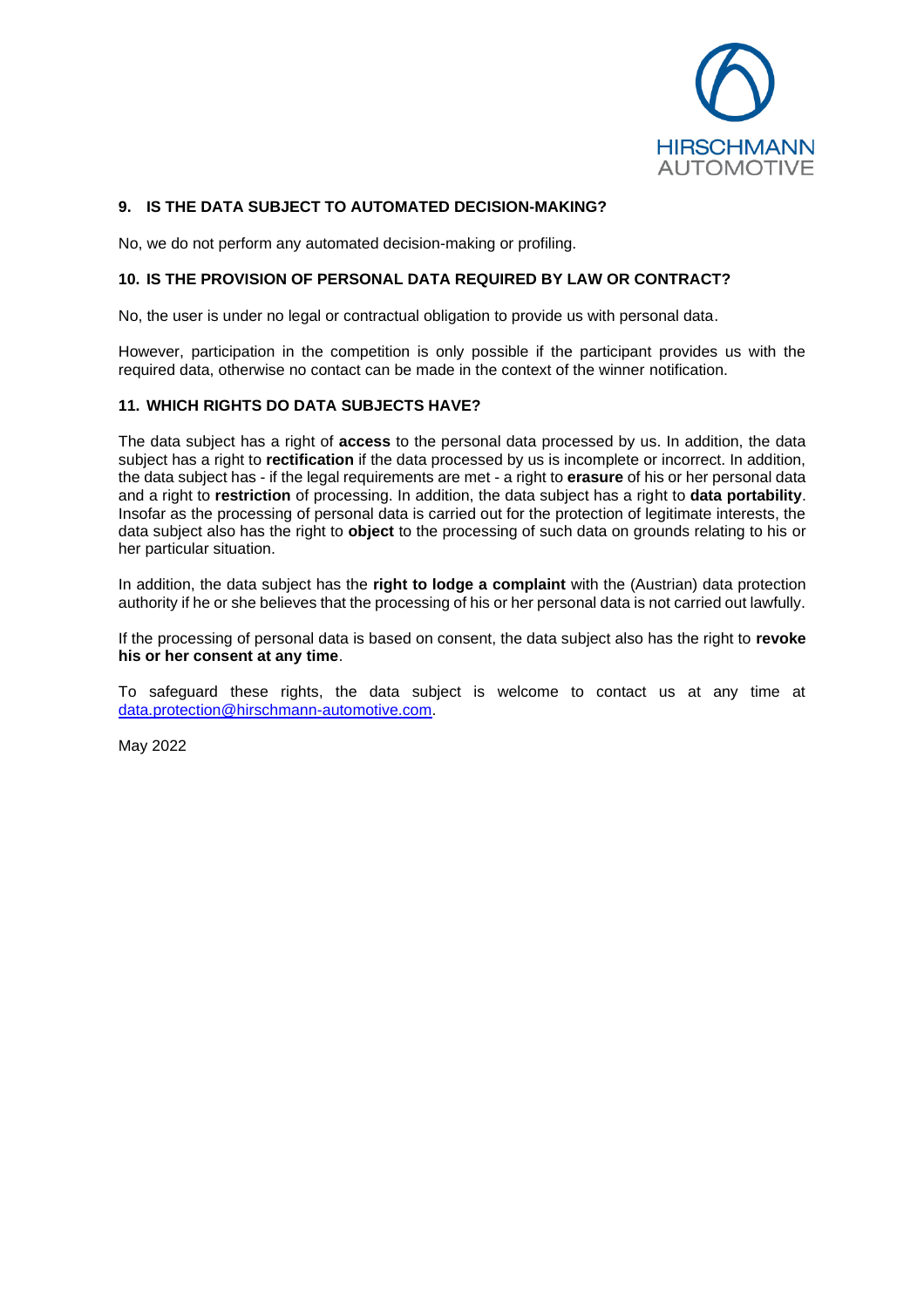## 9. IS THE DATA SUBJECT TO AUTOMATED DECISION-MAKING?

No, we do not perform any automated decision-making or profiling.

## 10. IS THE PROVISION OF PERSONAL DATA REQUIRED BY LAW OR CONTRACT?

No, the user is under no legal or contractual obligation to provide us with personal data.

However, participation in the competition is only possible if the participant provides us with the required data, otherwise no contact can be made in the context of the winner notification.

## 11. WHICH RIGHTS DO DATA SUBJECTS HAVE?

The data subject has a right of **access** to the personal data processed by us. In addition, the data subject has a right to **rectification** if the data processed by us is incomplete or incorrect. In addition, the data subject has - if the legal requirements are met - a right to **erasure** of his or her personal data and a right to **restriction** of processing. In addition, the data subject has a right to **data portability**. Insofar as the processing of personal data is carried out for the protection of legitimate interests, the data subject also has the right to **object** to the processing of such data on grounds relating to his or her particular situation.

In addition, the data subject has the **right to lodge a complaint** with the (Austrian) data protection authority if he or she believes that the processing of his or her personal data is not carried out lawfully.

If the processing of personal data is based on consent, the data subject also has the right to **revoke his or her consent at any time**.

To safeguard these rights, the data subject is welcome to contact us at any time at data.protection@hirschmann-automotive.com.

May 2022